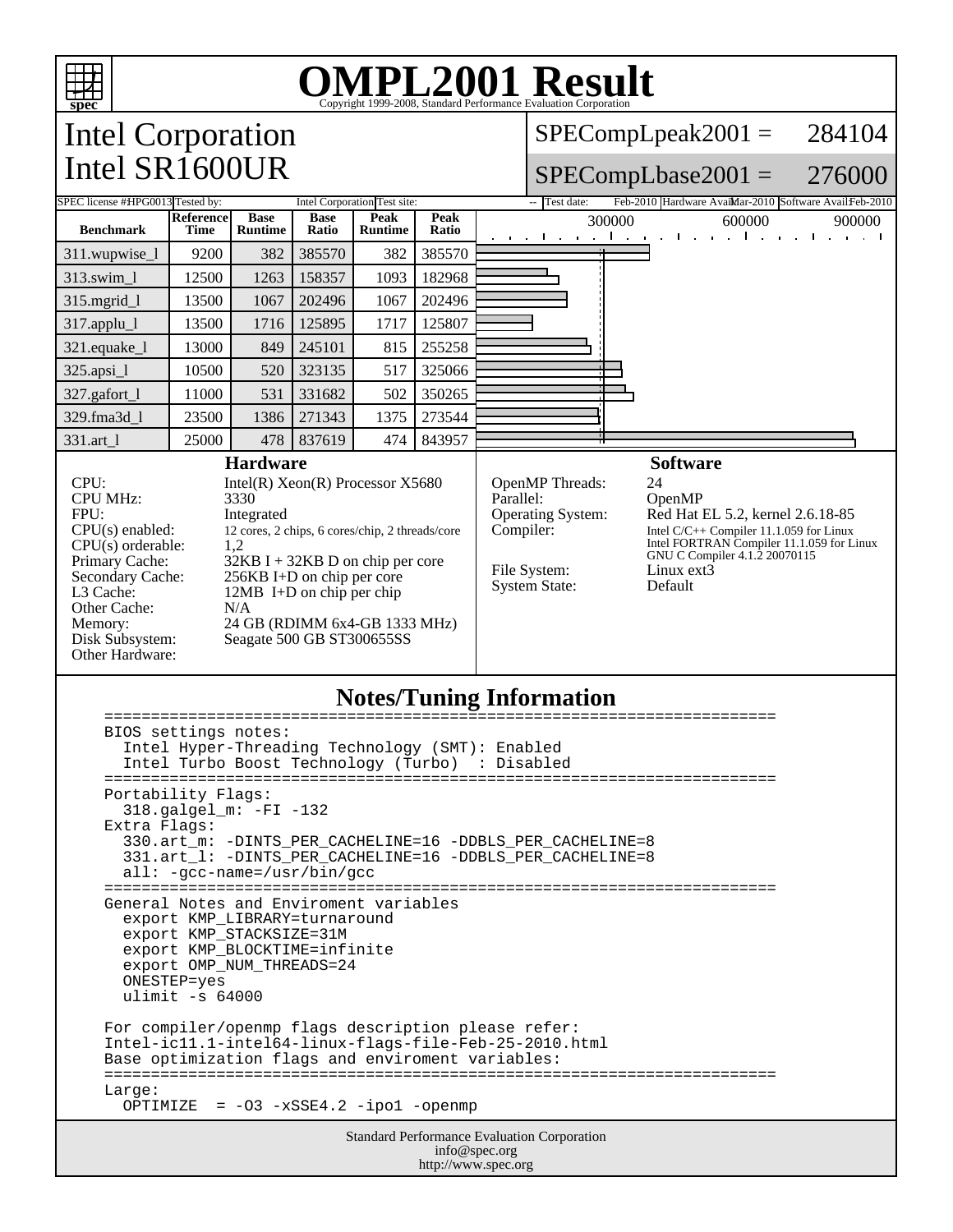# OMPL2001 Result

Copyright 1999-2008, Standard Performance Evaluation Corporation

## Intel Corporation
## Intel SR1600UR

SPECompLpeak2001 = 284104

SPECompLbase2001 = 276000

SPEC license #: HPG0013 | Tested by: Intel Corporation | Test site: -- | Test date: Feb-2010 | Hardware Avail: Mar-2010 | Software Avail: Feb-2010

| Benchmark | Reference Time | Base Runtime | Base Ratio | Peak Runtime | Peak Ratio |
|---|---|---|---|---|---|
| 311.wupwise_l | 9200 | 382 | 385570 | 382 | 385570 |
| 313.swim_l | 12500 | 1263 | 158357 | 1093 | 182968 |
| 315.mgrid_l | 13500 | 1067 | 202496 | 1067 | 202496 |
| 317.applu_l | 13500 | 1716 | 125895 | 1717 | 125807 |
| 321.equake_l | 13000 | 849 | 245101 | 815 | 255258 |
| 325.apsi_l | 10500 | 520 | 323135 | 517 | 325066 |
| 327.gafort_l | 11000 | 531 | 331682 | 502 | 350265 |
| 329.fma3d_l | 23500 | 1386 | 271343 | 1375 | 273544 |
| 331.art_l | 25000 | 478 | 837619 | 474 | 843957 |

### Hardware

| | |
|---|---|
| CPU: | Intel(R) Xeon(R) Processor X5680 |
| CPU MHz: | 3330 |
| FPU: | Integrated |
| CPU(s) enabled: | 12 cores, 2 chips, 6 cores/chip, 2 threads/core |
| CPU(s) orderable: | 1,2 |
| Primary Cache: | 32KB I + 32KB D on chip per core |
| Secondary Cache: | 256KB I+D on chip per core |
| L3 Cache: | 12MB I+D on chip per chip |
| Other Cache: | N/A |
| Memory: | 24 GB (RDIMM 6x4-GB 1333 MHz) |
| Disk Subsystem: | Seagate 500 GB ST300655SS |
| Other Hardware: | |

### Software

| | |
|---|---|
| OpenMP Threads: | 24 |
| Parallel: | OpenMP |
| Operating System: | Red Hat EL 5.2, kernel 2.6.18-85 |
| Compiler: | Intel C/C++ Compiler 11.1.059 for Linux<br>Intel FORTRAN Compiler 11.1.059 for Linux<br>GNU C Compiler 4.1.2 20070115 |
| File System: | Linux ext3 |
| System State: | Default |

### Notes/Tuning Information

```
========================================================================
BIOS settings notes:
  Intel Hyper-Threading Technology (SMT): Enabled
  Intel Turbo Boost Technology (Turbo)  : Disabled
========================================================================
Portability Flags:
  318.galgel_m: -FI -132
Extra Flags:
  330.art_m: -DINTS_PER_CACHELINE=16 -DDBLS_PER_CACHELINE=8
  331.art_l: -DINTS_PER_CACHELINE=16 -DDBLS_PER_CACHELINE=8
  all: -gcc-name=/usr/bin/gcc
========================================================================
General Notes and Enviroment variables
  export KMP_LIBRARY=turnaround
  export KMP_STACKSIZE=31M
  export KMP_BLOCKTIME=infinite
  export OMP_NUM_THREADS=24
  ONESTEP=yes
  ulimit -s 64000

For compiler/openmp flags description please refer:
Intel-ic11.1-intel64-linux-flags-file-Feb-25-2010.html
Base optimization flags and enviroment variables:
========================================================================
Large:
  OPTIMIZE  = -O3 -xSSE4.2 -ipo1 -openmp
```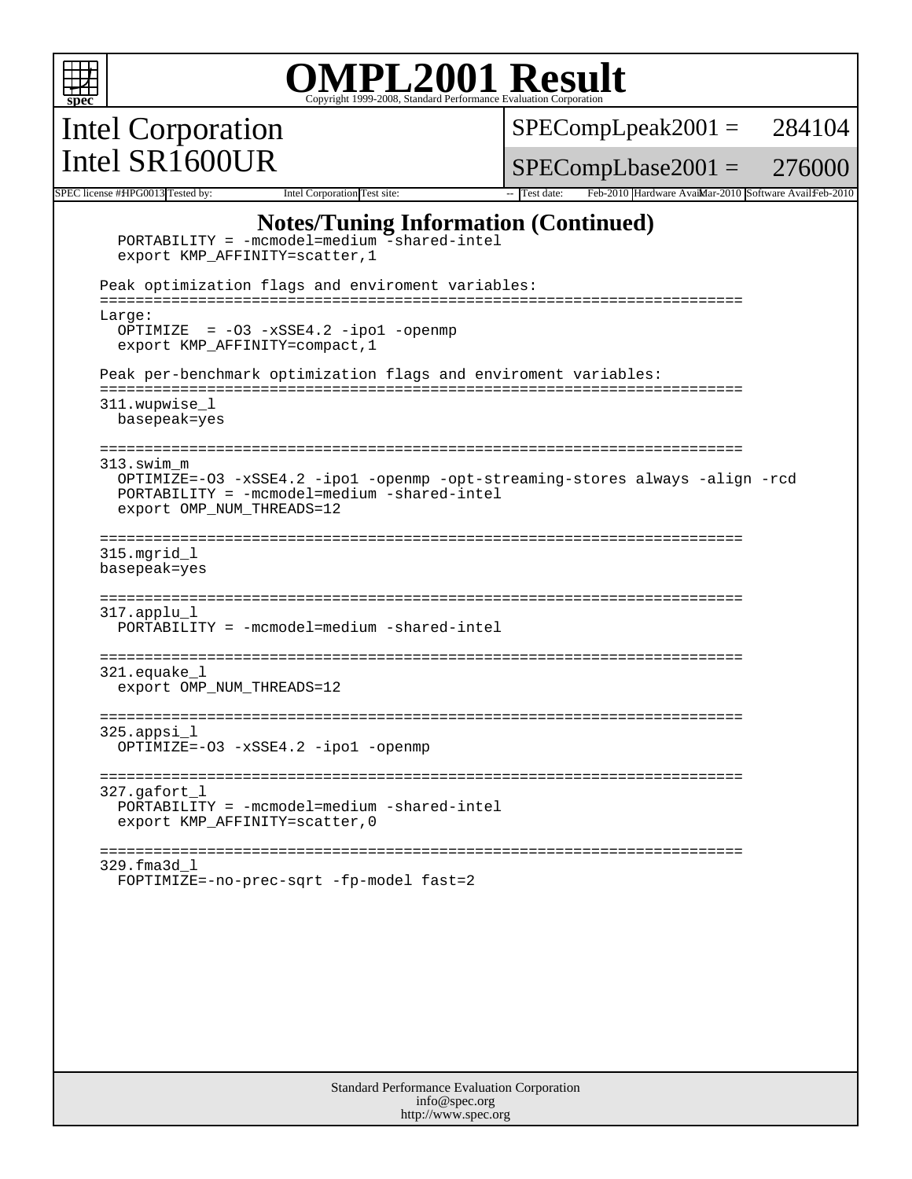# OMPL2001 Result

Copyright 1999-2008, Standard Performance Evaluation Corporation

## Intel Corporation
## Intel SR1600UR

SPECompLpeak2001 = 284104

SPECompLbase2001 = 276000

| SPEC license #: | HPG0013 | Tested by: | Intel Corporation | Test site: | -- | Test date: | Feb-2010 | Hardware Avail: | Mar-2010 | Software Avail: | Feb-2010 |
|---|---|---|---|---|---|---|---|---|---|---|---|

### Notes/Tuning Information (Continued)

```
    PORTABILITY = -mcmodel=medium -shared-intel
    export KMP_AFFINITY=scatter,1

  Peak optimization flags and enviroment variables:
  ========================================================================
  Large:
    OPTIMIZE  = -O3 -xSSE4.2 -ipo1 -openmp
    export KMP_AFFINITY=compact,1

  Peak per-benchmark optimization flags and enviroment variables:
  ========================================================================
  311.wupwise_l
    basepeak=yes

  ========================================================================
  313.swim_m
    OPTIMIZE=-O3 -xSSE4.2 -ipo1 -openmp -opt-streaming-stores always -align -rcd
    PORTABILITY = -mcmodel=medium -shared-intel
    export OMP_NUM_THREADS=12

  ========================================================================
  315.mgrid_l
  basepeak=yes

  ========================================================================
  317.applu_l
    PORTABILITY = -mcmodel=medium -shared-intel

  ========================================================================
  321.equake_l
    export OMP_NUM_THREADS=12

  ========================================================================
  325.appsi_l
    OPTIMIZE=-O3 -xSSE4.2 -ipo1 -openmp

  ========================================================================
  327.gafort_l
    PORTABILITY = -mcmodel=medium -shared-intel
    export KMP_AFFINITY=scatter,0

  ========================================================================
  329.fma3d_l
    FOPTIMIZE=-no-prec-sqrt -fp-model fast=2
```

Standard Performance Evaluation Corporation
info@spec.org
http://www.spec.org